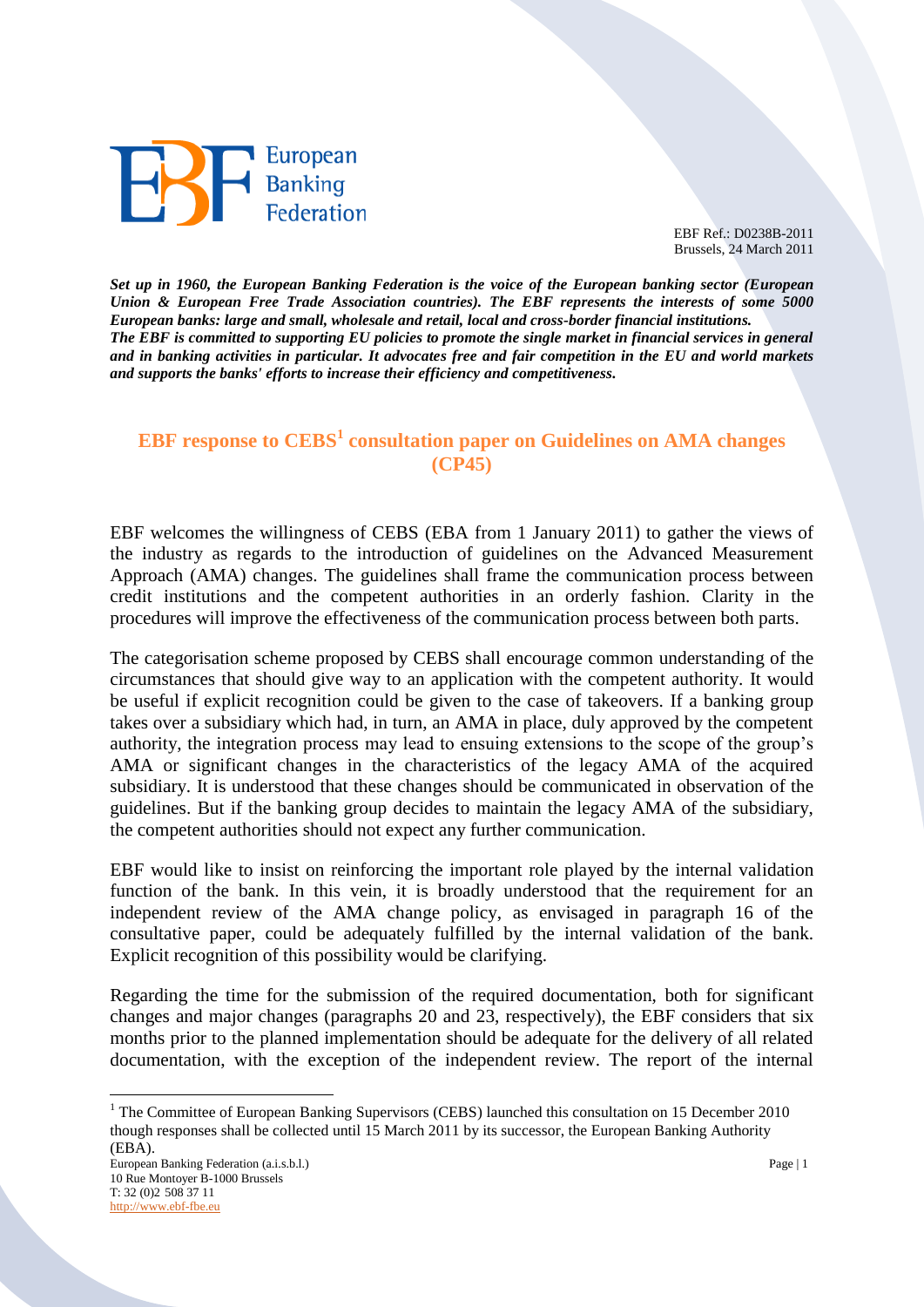European Banking Federation

EBF Ref.: D0238B-2011
Brussels, 24 March 2011

***Set up in 1960, the European Banking Federation is the voice of the European banking sector (European Union & European Free Trade Association countries). The EBF represents the interests of some 5000 European banks: large and small, wholesale and retail, local and cross-border financial institutions.***
***The EBF is committed to supporting EU policies to promote the single market in financial services in general and in banking activities in particular. It advocates free and fair competition in the EU and world markets and supports the banks' efforts to increase their efficiency and competitiveness.***

## EBF response to CEBS[1] consultation paper on Guidelines on AMA changes (CP45)

EBF welcomes the willingness of CEBS (EBA from 1 January 2011) to gather the views of the industry as regards to the introduction of guidelines on the Advanced Measurement Approach (AMA) changes. The guidelines shall frame the communication process between credit institutions and the competent authorities in an orderly fashion. Clarity in the procedures will improve the effectiveness of the communication process between both parts.

The categorisation scheme proposed by CEBS shall encourage common understanding of the circumstances that should give way to an application with the competent authority. It would be useful if explicit recognition could be given to the case of takeovers. If a banking group takes over a subsidiary which had, in turn, an AMA in place, duly approved by the competent authority, the integration process may lead to ensuing extensions to the scope of the group's AMA or significant changes in the characteristics of the legacy AMA of the acquired subsidiary. It is understood that these changes should be communicated in observation of the guidelines. But if the banking group decides to maintain the legacy AMA of the subsidiary, the competent authorities should not expect any further communication.

EBF would like to insist on reinforcing the important role played by the internal validation function of the bank. In this vein, it is broadly understood that the requirement for an independent review of the AMA change policy, as envisaged in paragraph 16 of the consultative paper, could be adequately fulfilled by the internal validation of the bank. Explicit recognition of this possibility would be clarifying.

Regarding the time for the submission of the required documentation, both for significant changes and major changes (paragraphs 20 and 23, respectively), the EBF considers that six months prior to the planned implementation should be adequate for the delivery of all related documentation, with the exception of the independent review. The report of the internal

[1] The Committee of European Banking Supervisors (CEBS) launched this consultation on 15 December 2010 though responses shall be collected until 15 March 2011 by its successor, the European Banking Authority (EBA).

European Banking Federation (a.i.s.b.l.)
10 Rue Montoyer B-1000 Brussels
T: 32 (0)2 508 37 11
http://www.ebf-fbe.eu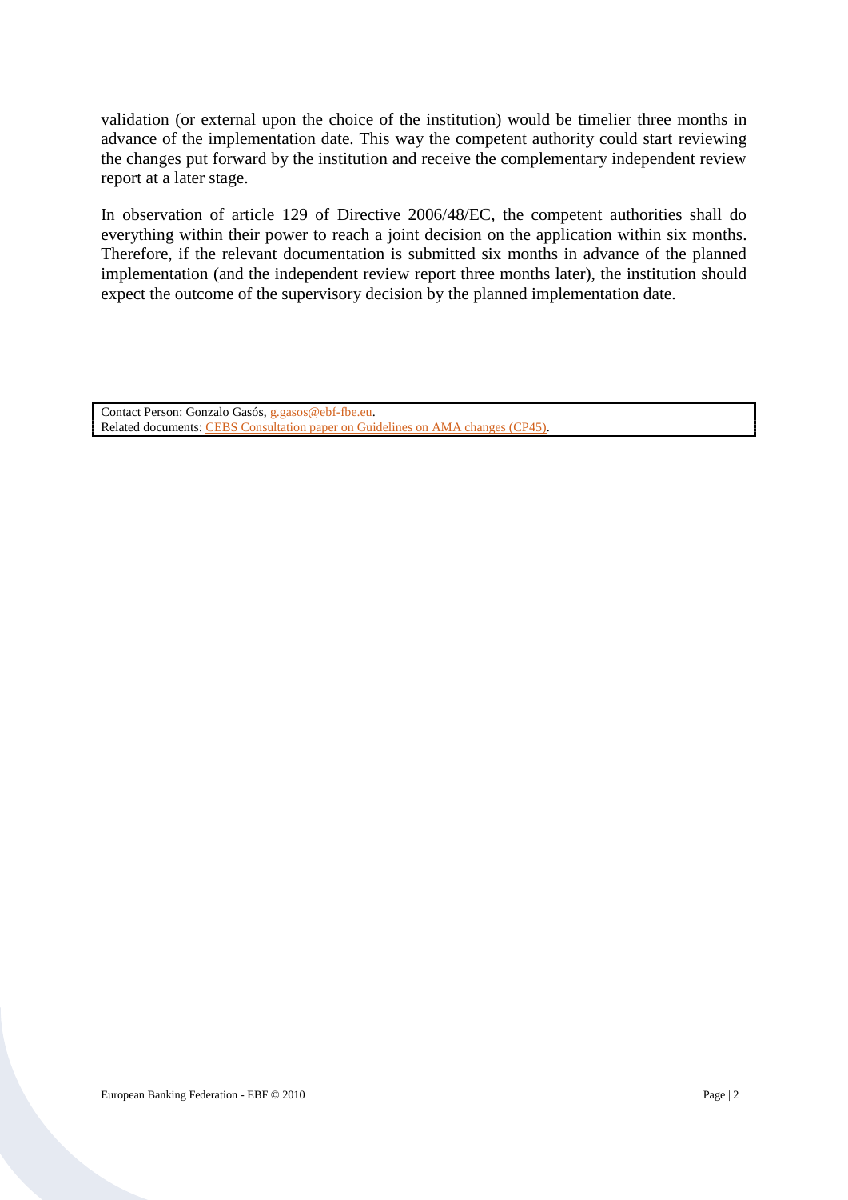validation (or external upon the choice of the institution) would be timelier three months in advance of the implementation date. This way the competent authority could start reviewing the changes put forward by the institution and receive the complementary independent review report at a later stage.

In observation of article 129 of Directive 2006/48/EC, the competent authorities shall do everything within their power to reach a joint decision on the application within six months. Therefore, if the relevant documentation is submitted six months in advance of the planned implementation (and the independent review report three months later), the institution should expect the outcome of the supervisory decision by the planned implementation date.

Contact Person: Gonzalo Gasós, g.gasos@ebf-fbe.eu.
Related documents: CEBS Consultation paper on Guidelines on AMA changes (CP45).